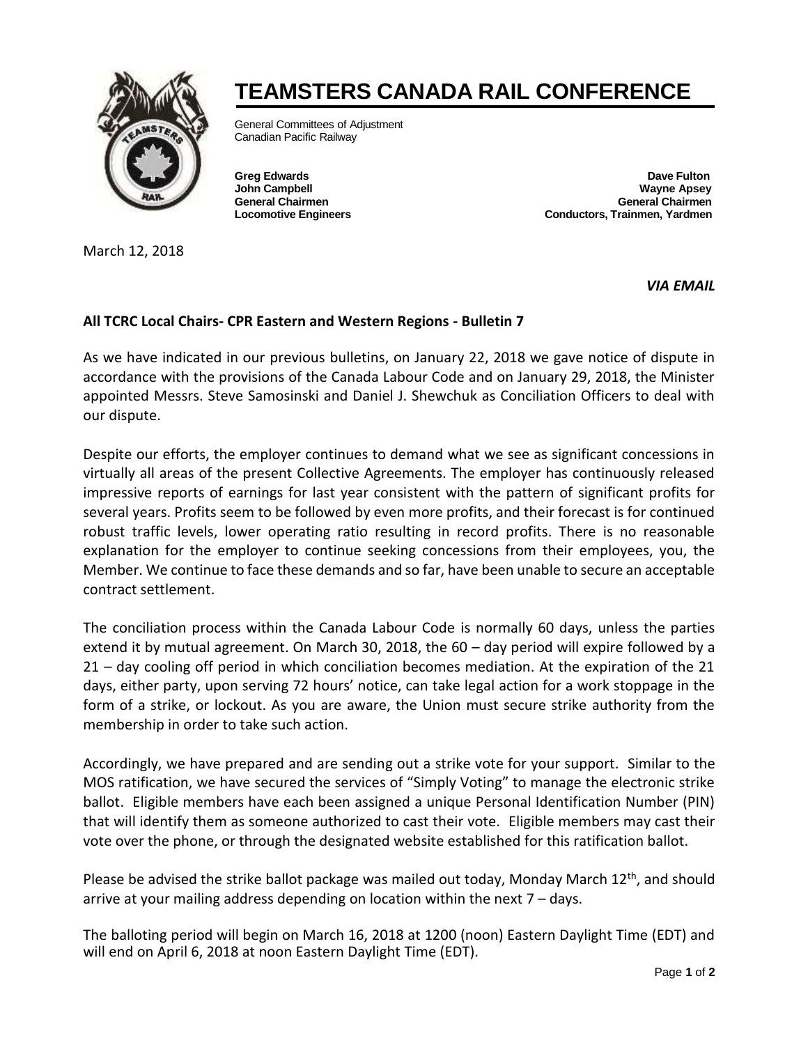# TEAMSTERS CANADA RAIL CONFERENCE

General Committees of Adjustment
Canadian Pacific Railway

**Greg Edwards**
**John Campbell**
**General Chairmen**
**Locomotive Engineers**

**Dave Fulton**
**Wayne Apsey**
**General Chairmen**
**Conductors, Trainmen, Yardmen**

March 12, 2018

*VIA EMAIL*

**All TCRC Local Chairs- CPR Eastern and Western Regions - Bulletin 7**

As we have indicated in our previous bulletins, on January 22, 2018 we gave notice of dispute in accordance with the provisions of the Canada Labour Code and on January 29, 2018, the Minister appointed Messrs. Steve Samosinski and Daniel J. Shewchuk as Conciliation Officers to deal with our dispute.

Despite our efforts, the employer continues to demand what we see as significant concessions in virtually all areas of the present Collective Agreements. The employer has continuously released impressive reports of earnings for last year consistent with the pattern of significant profits for several years. Profits seem to be followed by even more profits, and their forecast is for continued robust traffic levels, lower operating ratio resulting in record profits. There is no reasonable explanation for the employer to continue seeking concessions from their employees, you, the Member. We continue to face these demands and so far, have been unable to secure an acceptable contract settlement.

The conciliation process within the Canada Labour Code is normally 60 days, unless the parties extend it by mutual agreement. On March 30, 2018, the 60 – day period will expire followed by a 21 – day cooling off period in which conciliation becomes mediation. At the expiration of the 21 days, either party, upon serving 72 hours' notice, can take legal action for a work stoppage in the form of a strike, or lockout. As you are aware, the Union must secure strike authority from the membership in order to take such action.

Accordingly, we have prepared and are sending out a strike vote for your support. Similar to the MOS ratification, we have secured the services of "Simply Voting" to manage the electronic strike ballot. Eligible members have each been assigned a unique Personal Identification Number (PIN) that will identify them as someone authorized to cast their vote. Eligible members may cast their vote over the phone, or through the designated website established for this ratification ballot.

Please be advised the strike ballot package was mailed out today, Monday March 12th, and should arrive at your mailing address depending on location within the next 7 – days.

The balloting period will begin on March 16, 2018 at 1200 (noon) Eastern Daylight Time (EDT) and will end on April 6, 2018 at noon Eastern Daylight Time (EDT).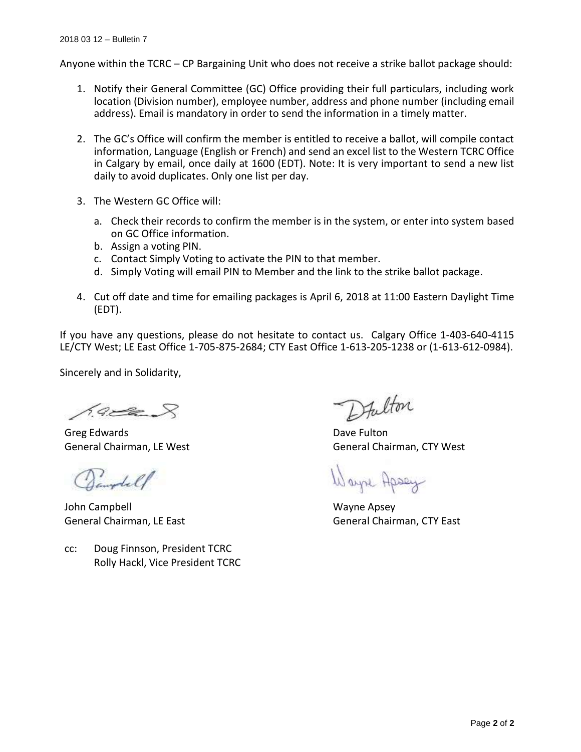Anyone within the TCRC – CP Bargaining Unit who does not receive a strike ballot package should:

1. Notify their General Committee (GC) Office providing their full particulars, including work location (Division number), employee number, address and phone number (including email address). Email is mandatory in order to send the information in a timely matter.

2. The GC's Office will confirm the member is entitled to receive a ballot, will compile contact information, Language (English or French) and send an excel list to the Western TCRC Office in Calgary by email, once daily at 1600 (EDT). Note: It is very important to send a new list daily to avoid duplicates. Only one list per day.

3. The Western GC Office will:

   a. Check their records to confirm the member is in the system, or enter into system based on GC Office information.
   b. Assign a voting PIN.
   c. Contact Simply Voting to activate the PIN to that member.
   d. Simply Voting will email PIN to Member and the link to the strike ballot package.

4. Cut off date and time for emailing packages is April 6, 2018 at 11:00 Eastern Daylight Time (EDT).

If you have any questions, please do not hesitate to contact us. Calgary Office 1-403-640-4115 LE/CTY West; LE East Office 1-705-875-2684; CTY East Office 1-613-205-1238 or (1-613-612-0984).

Sincerely and in Solidarity,

Greg Edwards
General Chairman, LE West

Dave Fulton
General Chairman, CTY West

John Campbell
General Chairman, LE East

Wayne Apsey
General Chairman, CTY East

cc: Doug Finnson, President TCRC
Rolly Hackl, Vice President TCRC